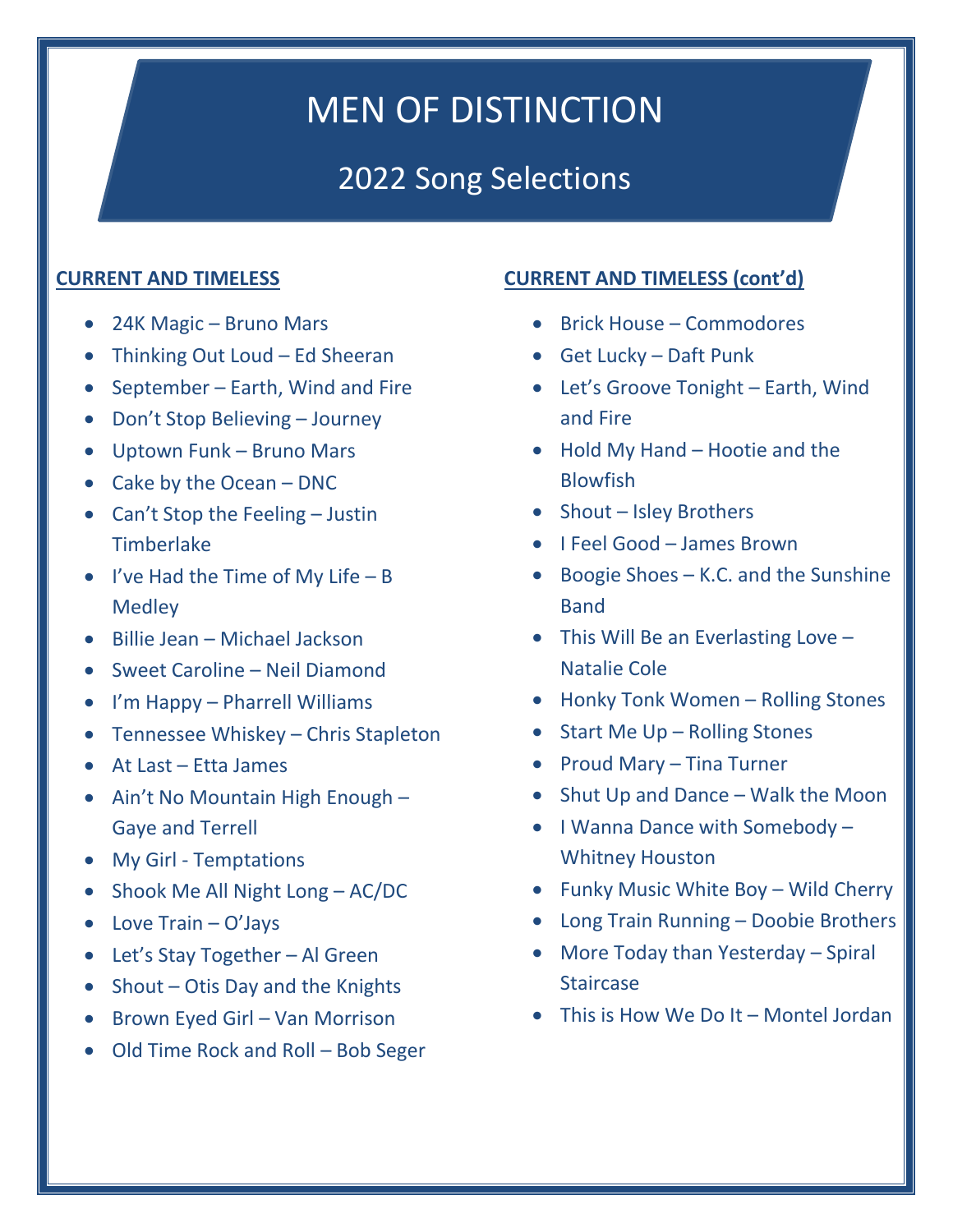# MEN OF DISTINCTION

## 2022 Song Selections

### CURRENT AND TIMELESS

- 24K Magic – Bruno Mars
- Thinking Out Loud – Ed Sheeran
- September – Earth, Wind and Fire
- Don't Stop Believing – Journey
- Uptown Funk – Bruno Mars
- Cake by the Ocean – DNC
- Can't Stop the Feeling – Justin Timberlake
- I've Had the Time of My Life – B Medley
- Billie Jean – Michael Jackson
- Sweet Caroline – Neil Diamond
- I'm Happy – Pharrell Williams
- Tennessee Whiskey – Chris Stapleton
- At Last – Etta James
- Ain't No Mountain High Enough – Gaye and Terrell
- My Girl - Temptations
- Shook Me All Night Long – AC/DC
- Love Train – O'Jays
- Let's Stay Together – Al Green
- Shout – Otis Day and the Knights
- Brown Eyed Girl – Van Morrison
- Old Time Rock and Roll – Bob Seger

### CURRENT AND TIMELESS (cont'd)

- Brick House – Commodores
- Get Lucky – Daft Punk
- Let's Groove Tonight – Earth, Wind and Fire
- Hold My Hand – Hootie and the Blowfish
- Shout – Isley Brothers
- I Feel Good – James Brown
- Boogie Shoes – K.C. and the Sunshine Band
- This Will Be an Everlasting Love – Natalie Cole
- Honky Tonk Women – Rolling Stones
- Start Me Up – Rolling Stones
- Proud Mary – Tina Turner
- Shut Up and Dance – Walk the Moon
- I Wanna Dance with Somebody – Whitney Houston
- Funky Music White Boy – Wild Cherry
- Long Train Running – Doobie Brothers
- More Today than Yesterday – Spiral Staircase
- This is How We Do It – Montel Jordan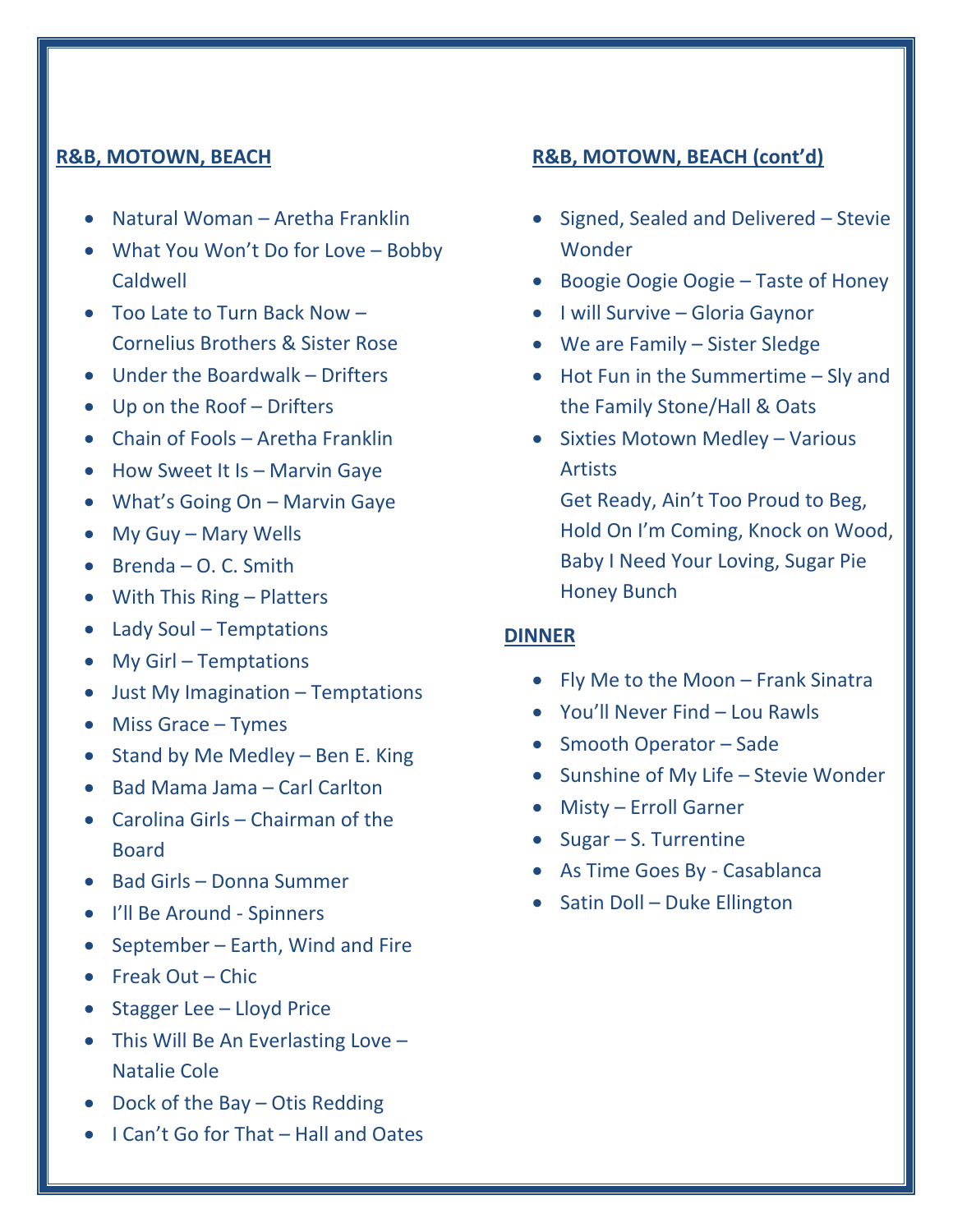**R&B, MOTOWN, BEACH**

- Natural Woman – Aretha Franklin
- What You Won't Do for Love – Bobby Caldwell
- Too Late to Turn Back Now – Cornelius Brothers & Sister Rose
- Under the Boardwalk – Drifters
- Up on the Roof – Drifters
- Chain of Fools – Aretha Franklin
- How Sweet It Is – Marvin Gaye
- What's Going On – Marvin Gaye
- My Guy – Mary Wells
- Brenda – O. C. Smith
- With This Ring – Platters
- Lady Soul – Temptations
- My Girl – Temptations
- Just My Imagination – Temptations
- Miss Grace – Tymes
- Stand by Me Medley – Ben E. King
- Bad Mama Jama – Carl Carlton
- Carolina Girls – Chairman of the Board
- Bad Girls – Donna Summer
- I'll Be Around - Spinners
- September – Earth, Wind and Fire
- Freak Out – Chic
- Stagger Lee – Lloyd Price
- This Will Be An Everlasting Love – Natalie Cole
- Dock of the Bay – Otis Redding
- I Can't Go for That – Hall and Oates

**R&B, MOTOWN, BEACH (cont'd)**

- Signed, Sealed and Delivered – Stevie Wonder
- Boogie Oogie Oogie – Taste of Honey
- I will Survive – Gloria Gaynor
- We are Family – Sister Sledge
- Hot Fun in the Summertime – Sly and the Family Stone/Hall & Oats
- Sixties Motown Medley – Various Artists
  Get Ready, Ain't Too Proud to Beg, Hold On I'm Coming, Knock on Wood, Baby I Need Your Loving, Sugar Pie Honey Bunch

**DINNER**

- Fly Me to the Moon – Frank Sinatra
- You'll Never Find – Lou Rawls
- Smooth Operator – Sade
- Sunshine of My Life – Stevie Wonder
- Misty – Erroll Garner
- Sugar – S. Turrentine
- As Time Goes By - Casablanca
- Satin Doll – Duke Ellington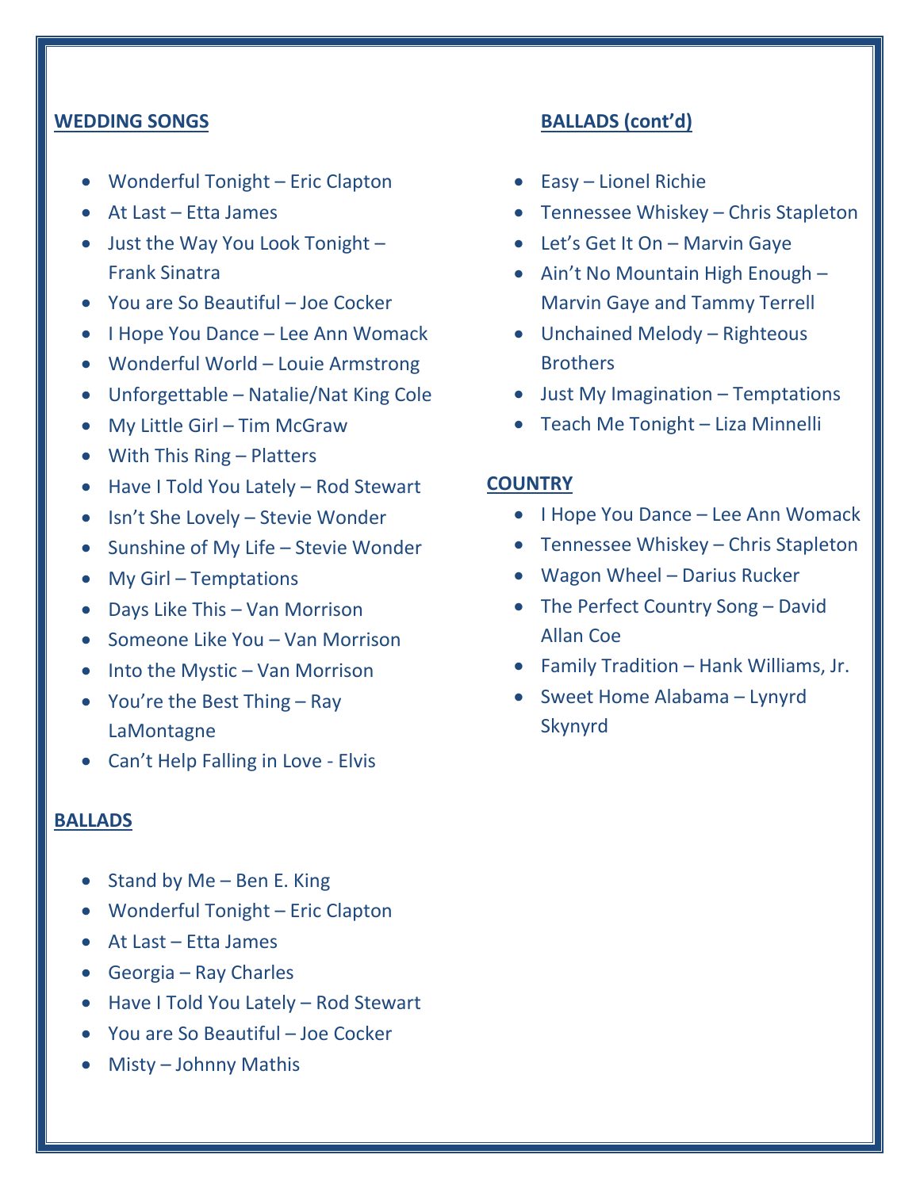## WEDDING SONGS

- Wonderful Tonight – Eric Clapton
- At Last – Etta James
- Just the Way You Look Tonight – Frank Sinatra
- You are So Beautiful – Joe Cocker
- I Hope You Dance – Lee Ann Womack
- Wonderful World – Louie Armstrong
- Unforgettable – Natalie/Nat King Cole
- My Little Girl – Tim McGraw
- With This Ring – Platters
- Have I Told You Lately – Rod Stewart
- Isn't She Lovely – Stevie Wonder
- Sunshine of My Life – Stevie Wonder
- My Girl – Temptations
- Days Like This – Van Morrison
- Someone Like You – Van Morrison
- Into the Mystic – Van Morrison
- You're the Best Thing – Ray LaMontagne
- Can't Help Falling in Love - Elvis

## BALLADS

- Stand by Me – Ben E. King
- Wonderful Tonight – Eric Clapton
- At Last – Etta James
- Georgia – Ray Charles
- Have I Told You Lately – Rod Stewart
- You are So Beautiful – Joe Cocker
- Misty – Johnny Mathis

## BALLADS (cont'd)

- Easy – Lionel Richie
- Tennessee Whiskey – Chris Stapleton
- Let's Get It On – Marvin Gaye
- Ain't No Mountain High Enough – Marvin Gaye and Tammy Terrell
- Unchained Melody – Righteous Brothers
- Just My Imagination – Temptations
- Teach Me Tonight – Liza Minnelli

## COUNTRY

- I Hope You Dance – Lee Ann Womack
- Tennessee Whiskey – Chris Stapleton
- Wagon Wheel – Darius Rucker
- The Perfect Country Song – David Allan Coe
- Family Tradition – Hank Williams, Jr.
- Sweet Home Alabama – Lynyrd Skynyrd